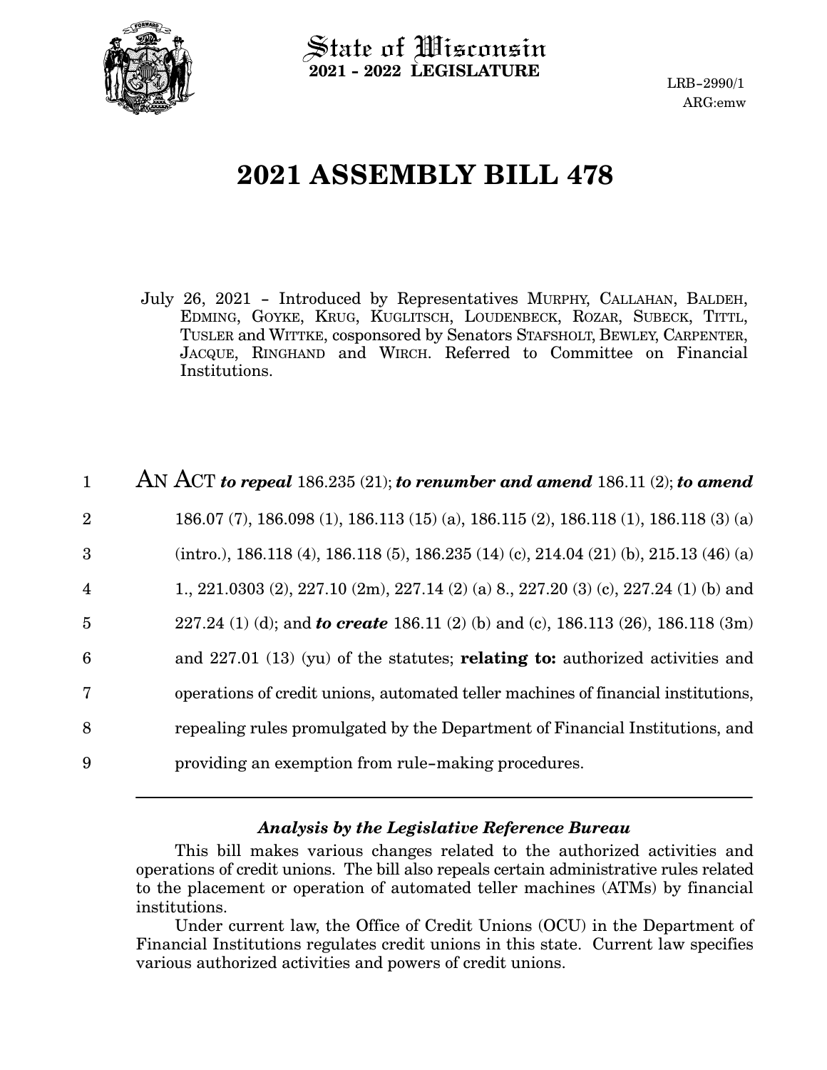State of Wisconsin
**2021 - 2022 LEGISLATURE**

LRB-2990/1
ARG:emw

# 2021 ASSEMBLY BILL 478

July 26, 2021 - Introduced by Representatives MURPHY, CALLAHAN, BALDEH, EDMING, GOYKE, KRUG, KUGLITSCH, LOUDENBECK, ROZAR, SUBECK, TITTL, TUSLER and WITTKE, cosponsored by Senators STAFSHOLT, BEWLEY, CARPENTER, JACQUE, RINGHAND and WIRCH. Referred to Committee on Financial Institutions.

AN ACT *to repeal* 186.235 (21); *to renumber and amend* 186.11 (2); *to amend* 186.07 (7), 186.098 (1), 186.113 (15) (a), 186.115 (2), 186.118 (1), 186.118 (3) (a) (intro.), 186.118 (4), 186.118 (5), 186.235 (14) (c), 214.04 (21) (b), 215.13 (46) (a) 1., 221.0303 (2), 227.10 (2m), 227.14 (2) (a) 8., 227.20 (3) (c), 227.24 (1) (b) and 227.24 (1) (d); and *to create* 186.11 (2) (b) and (c), 186.113 (26), 186.118 (3m) and 227.01 (13) (yu) of the statutes; **relating to:** authorized activities and operations of credit unions, automated teller machines of financial institutions, repealing rules promulgated by the Department of Financial Institutions, and providing an exemption from rule-making procedures.

---

### *Analysis by the Legislative Reference Bureau*

This bill makes various changes related to the authorized activities and operations of credit unions. The bill also repeals certain administrative rules related to the placement or operation of automated teller machines (ATMs) by financial institutions.

Under current law, the Office of Credit Unions (OCU) in the Department of Financial Institutions regulates credit unions in this state. Current law specifies various authorized activities and powers of credit unions.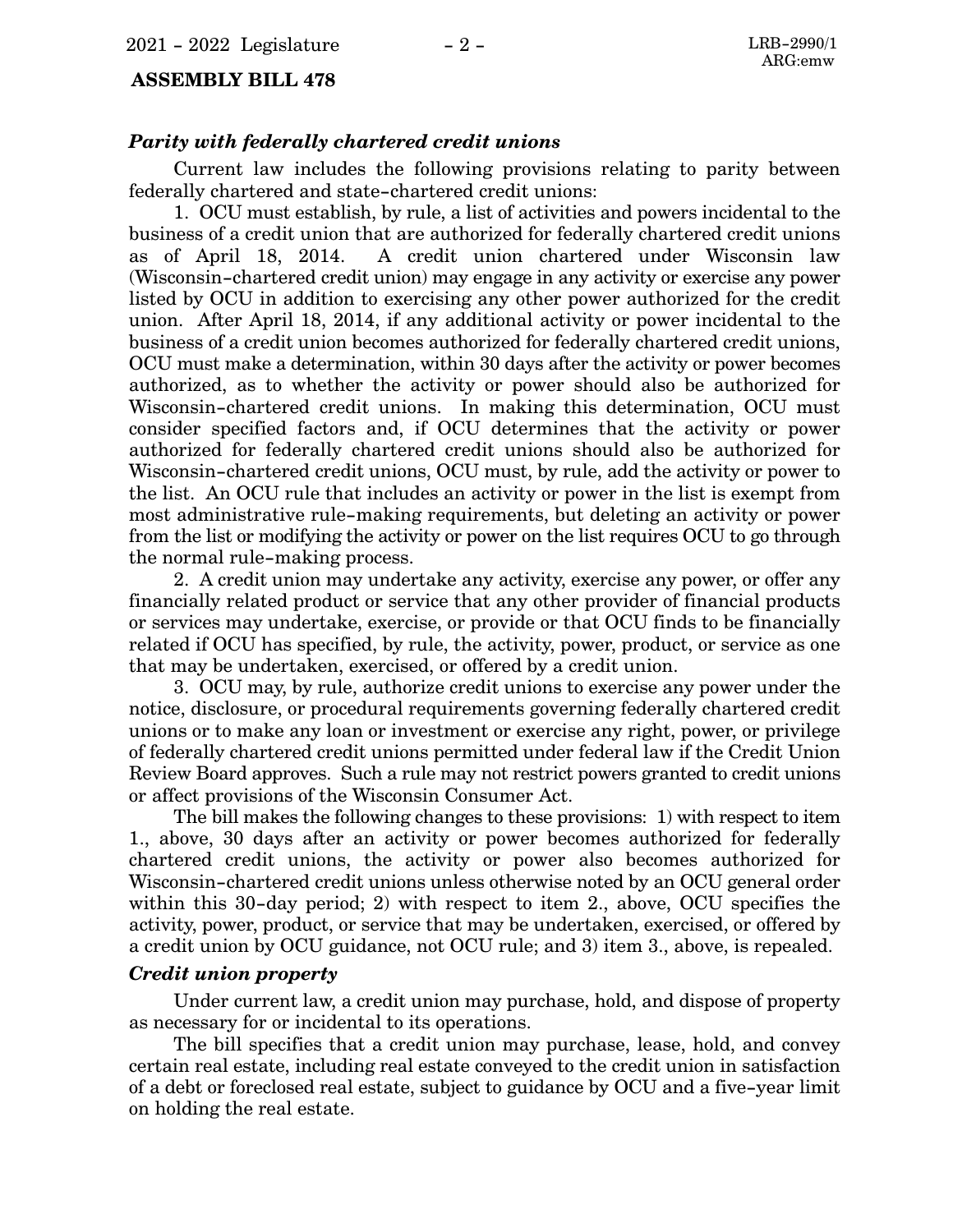### *Parity with federally chartered credit unions*

Current law includes the following provisions relating to parity between federally chartered and state-chartered credit unions:

1. OCU must establish, by rule, a list of activities and powers incidental to the business of a credit union that are authorized for federally chartered credit unions as of April 18, 2014. A credit union chartered under Wisconsin law (Wisconsin-chartered credit union) may engage in any activity or exercise any power listed by OCU in addition to exercising any other power authorized for the credit union. After April 18, 2014, if any additional activity or power incidental to the business of a credit union becomes authorized for federally chartered credit unions, OCU must make a determination, within 30 days after the activity or power becomes authorized, as to whether the activity or power should also be authorized for Wisconsin-chartered credit unions. In making this determination, OCU must consider specified factors and, if OCU determines that the activity or power authorized for federally chartered credit unions should also be authorized for Wisconsin-chartered credit unions, OCU must, by rule, add the activity or power to the list. An OCU rule that includes an activity or power in the list is exempt from most administrative rule-making requirements, but deleting an activity or power from the list or modifying the activity or power on the list requires OCU to go through the normal rule-making process.

2. A credit union may undertake any activity, exercise any power, or offer any financially related product or service that any other provider of financial products or services may undertake, exercise, or provide or that OCU finds to be financially related if OCU has specified, by rule, the activity, power, product, or service as one that may be undertaken, exercised, or offered by a credit union.

3. OCU may, by rule, authorize credit unions to exercise any power under the notice, disclosure, or procedural requirements governing federally chartered credit unions or to make any loan or investment or exercise any right, power, or privilege of federally chartered credit unions permitted under federal law if the Credit Union Review Board approves. Such a rule may not restrict powers granted to credit unions or affect provisions of the Wisconsin Consumer Act.

The bill makes the following changes to these provisions: 1) with respect to item 1., above, 30 days after an activity or power becomes authorized for federally chartered credit unions, the activity or power also becomes authorized for Wisconsin-chartered credit unions unless otherwise noted by an OCU general order within this 30-day period; 2) with respect to item 2., above, OCU specifies the activity, power, product, or service that may be undertaken, exercised, or offered by a credit union by OCU guidance, not OCU rule; and 3) item 3., above, is repealed.

### *Credit union property*

Under current law, a credit union may purchase, hold, and dispose of property as necessary for or incidental to its operations.

The bill specifies that a credit union may purchase, lease, hold, and convey certain real estate, including real estate conveyed to the credit union in satisfaction of a debt or foreclosed real estate, subject to guidance by OCU and a five-year limit on holding the real estate.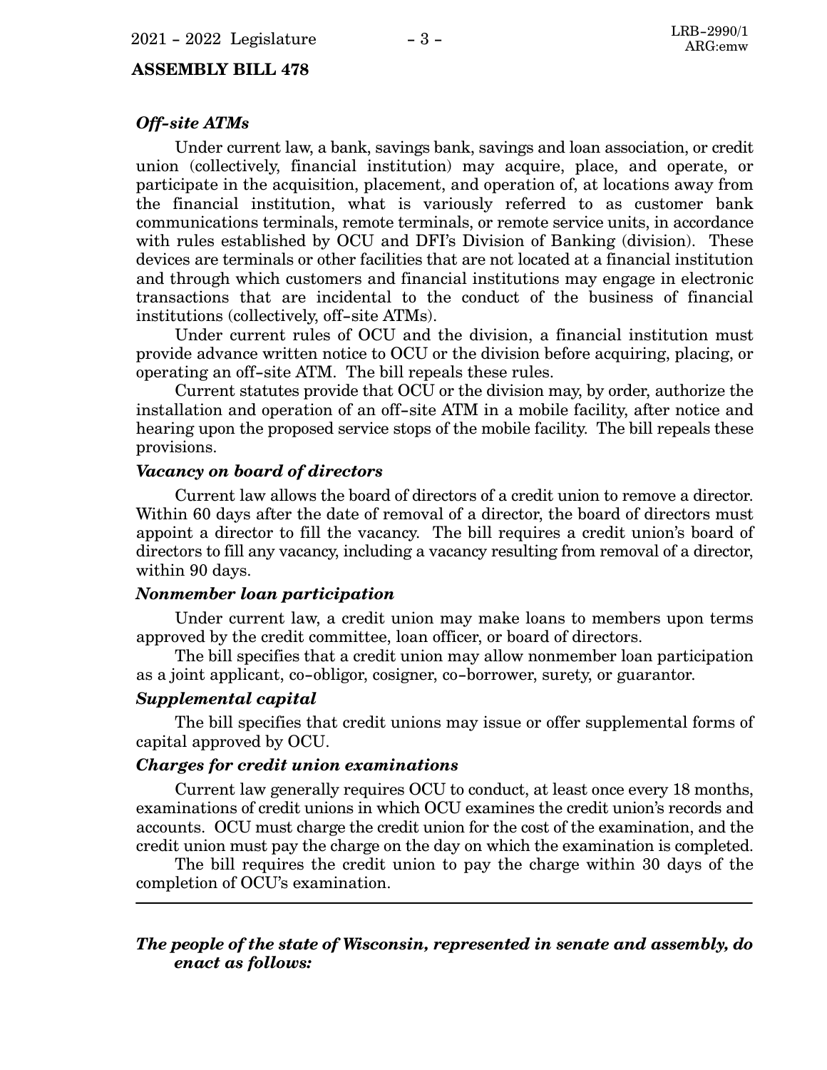### *Off-site ATMs*

Under current law, a bank, savings bank, savings and loan association, or credit union (collectively, financial institution) may acquire, place, and operate, or participate in the acquisition, placement, and operation of, at locations away from the financial institution, what is variously referred to as customer bank communications terminals, remote terminals, or remote service units, in accordance with rules established by OCU and DFI's Division of Banking (division). These devices are terminals or other facilities that are not located at a financial institution and through which customers and financial institutions may engage in electronic transactions that are incidental to the conduct of the business of financial institutions (collectively, off-site ATMs).

Under current rules of OCU and the division, a financial institution must provide advance written notice to OCU or the division before acquiring, placing, or operating an off-site ATM. The bill repeals these rules.

Current statutes provide that OCU or the division may, by order, authorize the installation and operation of an off-site ATM in a mobile facility, after notice and hearing upon the proposed service stops of the mobile facility. The bill repeals these provisions.

### *Vacancy on board of directors*

Current law allows the board of directors of a credit union to remove a director. Within 60 days after the date of removal of a director, the board of directors must appoint a director to fill the vacancy. The bill requires a credit union's board of directors to fill any vacancy, including a vacancy resulting from removal of a director, within 90 days.

### *Nonmember loan participation*

Under current law, a credit union may make loans to members upon terms approved by the credit committee, loan officer, or board of directors.

The bill specifies that a credit union may allow nonmember loan participation as a joint applicant, co-obligor, cosigner, co-borrower, surety, or guarantor.

### *Supplemental capital*

The bill specifies that credit unions may issue or offer supplemental forms of capital approved by OCU.

### *Charges for credit union examinations*

Current law generally requires OCU to conduct, at least once every 18 months, examinations of credit unions in which OCU examines the credit union's records and accounts. OCU must charge the credit union for the cost of the examination, and the credit union must pay the charge on the day on which the examination is completed.

The bill requires the credit union to pay the charge within 30 days of the completion of OCU's examination.

---

***The people of the state of Wisconsin, represented in senate and assembly, do enact as follows:***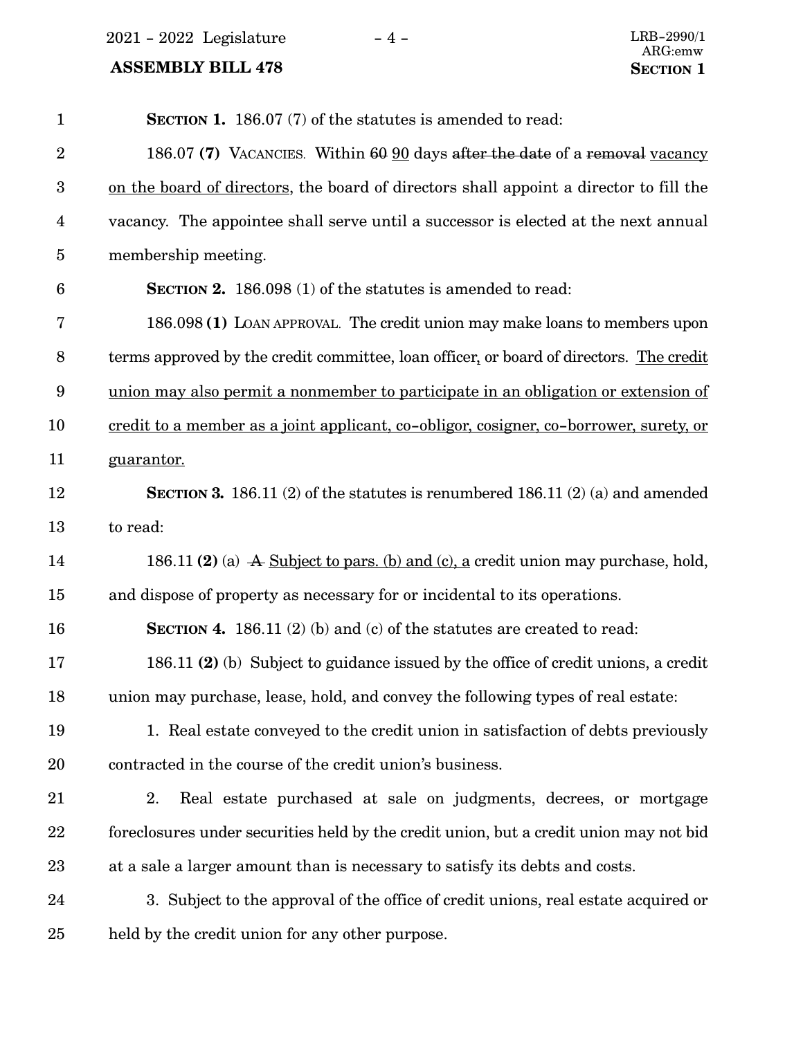**SECTION 1.** 186.07 (7) of the statutes is amended to read:

186.07 **(7)** VACANCIES. Within ~~60~~ <u>90</u> days ~~after the date~~ of a ~~removal~~ <u>vacancy on the board of directors</u>, the board of directors shall appoint a director to fill the vacancy. The appointee shall serve until a successor is elected at the next annual membership meeting.

**SECTION 2.** 186.098 (1) of the statutes is amended to read:

186.098 **(1)** LOAN APPROVAL. The credit union may make loans to members upon terms approved by the credit committee, loan officer<u>,</u> or board of directors. <u>The credit union may also permit a nonmember to participate in an obligation or extension of credit to a member as a joint applicant, co-obligor, cosigner, co-borrower, surety, or guarantor.</u>

**SECTION 3.** 186.11 (2) of the statutes is renumbered 186.11 (2) (a) and amended to read:

186.11 **(2)** (a) ~~A~~ <u>Subject to pars. (b) and (c), a</u> credit union may purchase, hold, and dispose of property as necessary for or incidental to its operations.

**SECTION 4.** 186.11 (2) (b) and (c) of the statutes are created to read:

186.11 **(2)** (b) Subject to guidance issued by the office of credit unions, a credit union may purchase, lease, hold, and convey the following types of real estate:

1. Real estate conveyed to the credit union in satisfaction of debts previously contracted in the course of the credit union's business.

2. Real estate purchased at sale on judgments, decrees, or mortgage foreclosures under securities held by the credit union, but a credit union may not bid at a sale a larger amount than is necessary to satisfy its debts and costs.

3. Subject to the approval of the office of credit unions, real estate acquired or held by the credit union for any other purpose.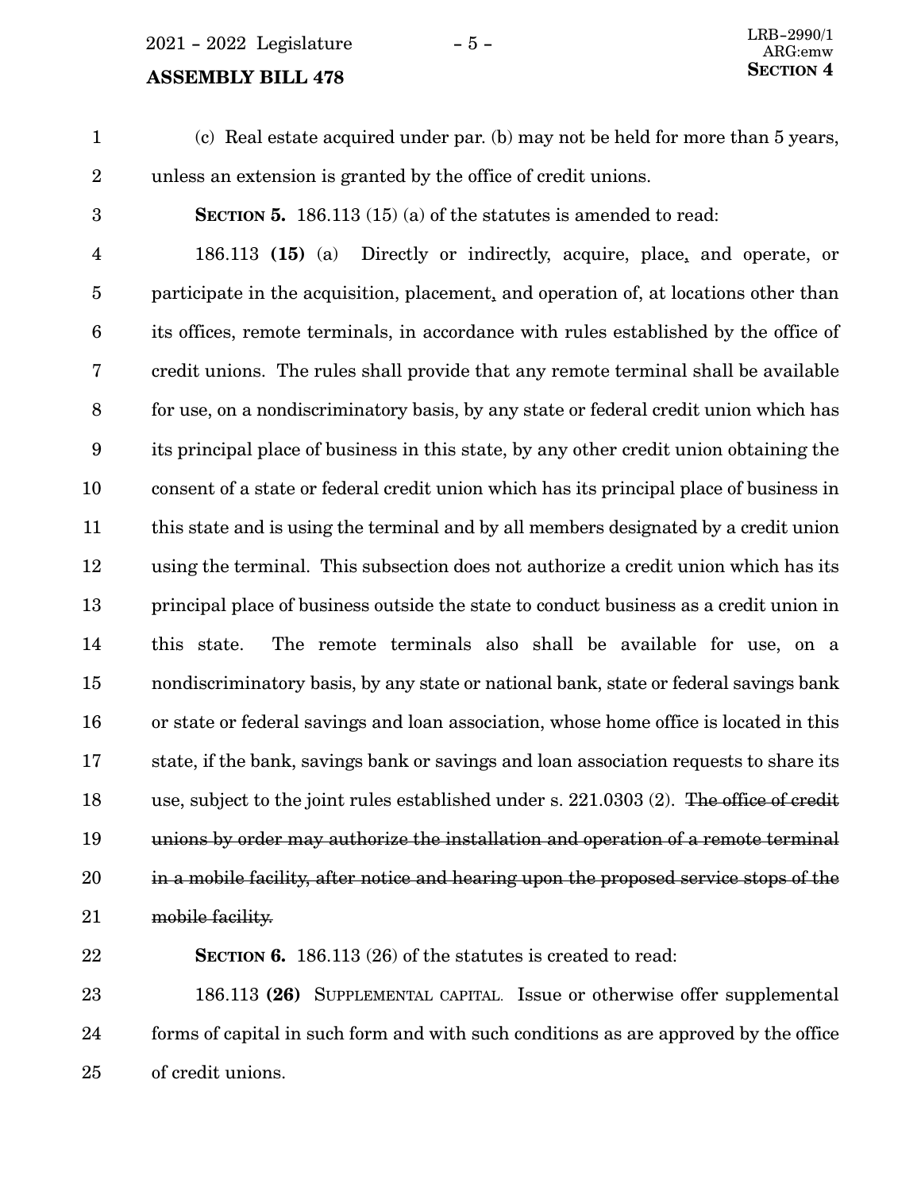(c) Real estate acquired under par. (b) may not be held for more than 5 years, unless an extension is granted by the office of credit unions.

**SECTION 5.** 186.113 (15) (a) of the statutes is amended to read:

186.113 **(15)** (a) Directly or indirectly, acquire, place, and operate, or participate in the acquisition, placement, and operation of, at locations other than its offices, remote terminals, in accordance with rules established by the office of credit unions. The rules shall provide that any remote terminal shall be available for use, on a nondiscriminatory basis, by any state or federal credit union which has its principal place of business in this state, by any other credit union obtaining the consent of a state or federal credit union which has its principal place of business in this state and is using the terminal and by all members designated by a credit union using the terminal. This subsection does not authorize a credit union which has its principal place of business outside the state to conduct business as a credit union in this state. The remote terminals also shall be available for use, on a nondiscriminatory basis, by any state or national bank, state or federal savings bank or state or federal savings and loan association, whose home office is located in this state, if the bank, savings bank or savings and loan association requests to share its use, subject to the joint rules established under s. 221.0303 (2). ~~The office of credit unions by order may authorize the installation and operation of a remote terminal in a mobile facility, after notice and hearing upon the proposed service stops of the mobile facility.~~

**SECTION 6.** 186.113 (26) of the statutes is created to read:

186.113 **(26)** SUPPLEMENTAL CAPITAL. Issue or otherwise offer supplemental forms of capital in such form and with such conditions as are approved by the office of credit unions.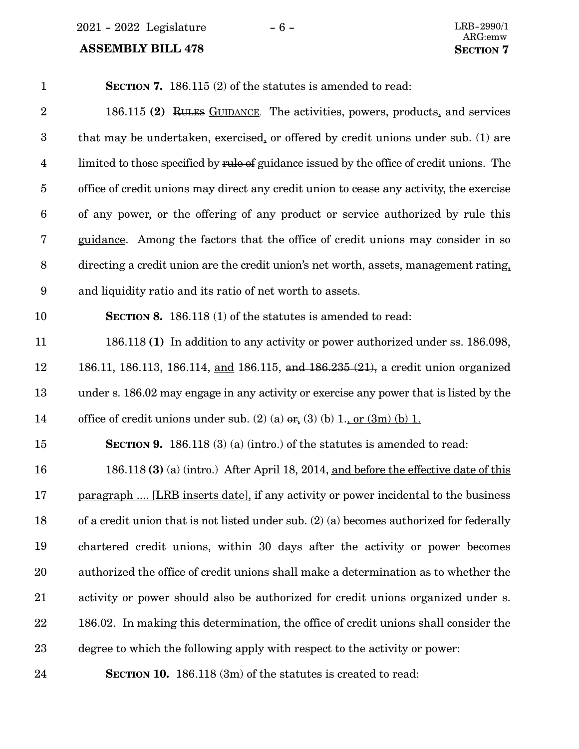**SECTION 7.** 186.115 (2) of the statutes is amended to read:

186.115 **(2)** ~~RULES~~ GUIDANCE. The activities, powers, products, and services that may be undertaken, exercised, or offered by credit unions under sub. (1) are limited to those specified by ~~rule of~~ guidance issued by the office of credit unions. The office of credit unions may direct any credit union to cease any activity, the exercise of any power, or the offering of any product or service authorized by ~~rule~~ this guidance. Among the factors that the office of credit unions may consider in so directing a credit union are the credit union's net worth, assets, management rating, and liquidity ratio and its ratio of net worth to assets.

**SECTION 8.** 186.118 (1) of the statutes is amended to read:

186.118 **(1)** In addition to any activity or power authorized under ss. 186.098, 186.11, 186.113, 186.114, and 186.115, ~~and 186.235 (21),~~ a credit union organized under s. 186.02 may engage in any activity or exercise any power that is listed by the office of credit unions under sub. (2) (a) ~~or~~, (3) (b) 1., or (3m) (b) 1.

**SECTION 9.** 186.118 (3) (a) (intro.) of the statutes is amended to read:

186.118 **(3)** (a) (intro.) After April 18, 2014, and before the effective date of this paragraph .... [LRB inserts date], if any activity or power incidental to the business of a credit union that is not listed under sub. (2) (a) becomes authorized for federally chartered credit unions, within 30 days after the activity or power becomes authorized the office of credit unions shall make a determination as to whether the activity or power should also be authorized for credit unions organized under s. 186.02. In making this determination, the office of credit unions shall consider the degree to which the following apply with respect to the activity or power:

**SECTION 10.** 186.118 (3m) of the statutes is created to read: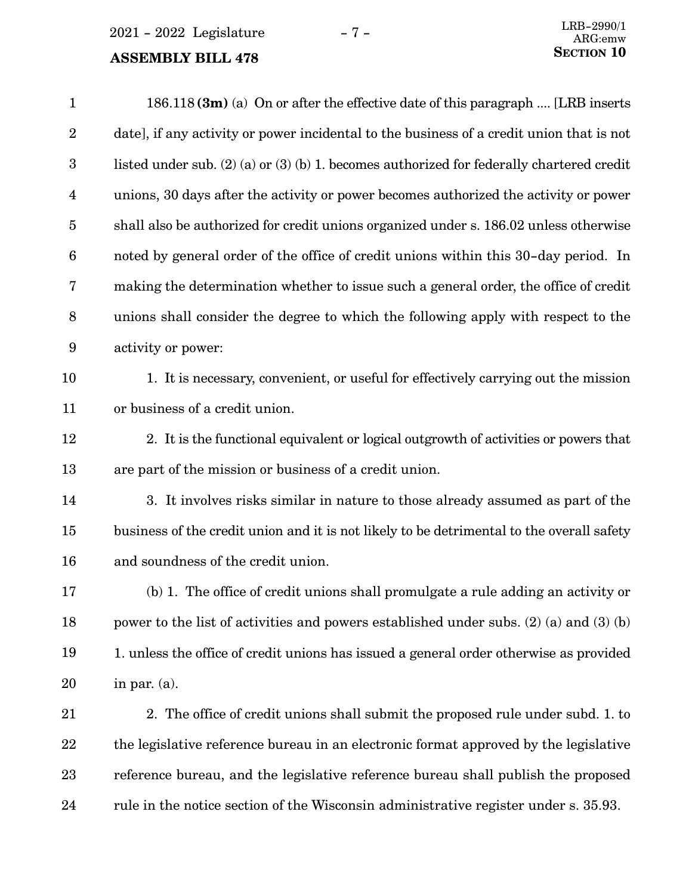186.118 **(3m)** (a) On or after the effective date of this paragraph .... [LRB inserts date], if any activity or power incidental to the business of a credit union that is not listed under sub. (2) (a) or (3) (b) 1. becomes authorized for federally chartered credit unions, 30 days after the activity or power becomes authorized the activity or power shall also be authorized for credit unions organized under s. 186.02 unless otherwise noted by general order of the office of credit unions within this 30-day period. In making the determination whether to issue such a general order, the office of credit unions shall consider the degree to which the following apply with respect to the activity or power:

1. It is necessary, convenient, or useful for effectively carrying out the mission or business of a credit union.

2. It is the functional equivalent or logical outgrowth of activities or powers that are part of the mission or business of a credit union.

3. It involves risks similar in nature to those already assumed as part of the business of the credit union and it is not likely to be detrimental to the overall safety and soundness of the credit union.

(b) 1. The office of credit unions shall promulgate a rule adding an activity or power to the list of activities and powers established under subs. (2) (a) and (3) (b) 1. unless the office of credit unions has issued a general order otherwise as provided in par. (a).

2. The office of credit unions shall submit the proposed rule under subd. 1. to the legislative reference bureau in an electronic format approved by the legislative reference bureau, and the legislative reference bureau shall publish the proposed rule in the notice section of the Wisconsin administrative register under s. 35.93.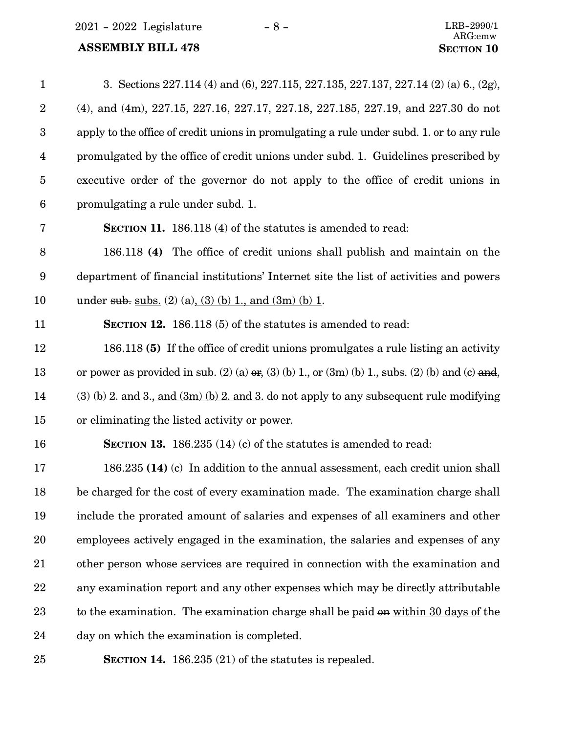3. Sections 227.114 (4) and (6), 227.115, 227.135, 227.137, 227.14 (2) (a) 6., (2g), (4), and (4m), 227.15, 227.16, 227.17, 227.18, 227.185, 227.19, and 227.30 do not apply to the office of credit unions in promulgating a rule under subd. 1. or to any rule promulgated by the office of credit unions under subd. 1. Guidelines prescribed by executive order of the governor do not apply to the office of credit unions in promulgating a rule under subd. 1.

**SECTION 11.** 186.118 (4) of the statutes is amended to read:

186.118 **(4)** The office of credit unions shall publish and maintain on the department of financial institutions' Internet site the list of activities and powers under ~~sub.~~ <u>subs.</u> (2) (a)<u>, (3) (b) 1., and (3m) (b) 1</u>.

**SECTION 12.** 186.118 (5) of the statutes is amended to read:

186.118 **(5)** If the office of credit unions promulgates a rule listing an activity or power as provided in sub. (2) (a) ~~or~~, (3) (b) 1., <u>or (3m) (b) 1.,</u> subs. (2) (b) and (c) ~~and~~, (3) (b) 2. and 3.<u>, and (3m) (b) 2. and 3.</u> do not apply to any subsequent rule modifying or eliminating the listed activity or power.

**SECTION 13.** 186.235 (14) (c) of the statutes is amended to read:

186.235 **(14)** (c) In addition to the annual assessment, each credit union shall be charged for the cost of every examination made. The examination charge shall include the prorated amount of salaries and expenses of all examiners and other employees actively engaged in the examination, the salaries and expenses of any other person whose services are required in connection with the examination and any examination report and any other expenses which may be directly attributable to the examination. The examination charge shall be paid ~~on~~ <u>within 30 days of</u> the day on which the examination is completed.

**SECTION 14.** 186.235 (21) of the statutes is repealed.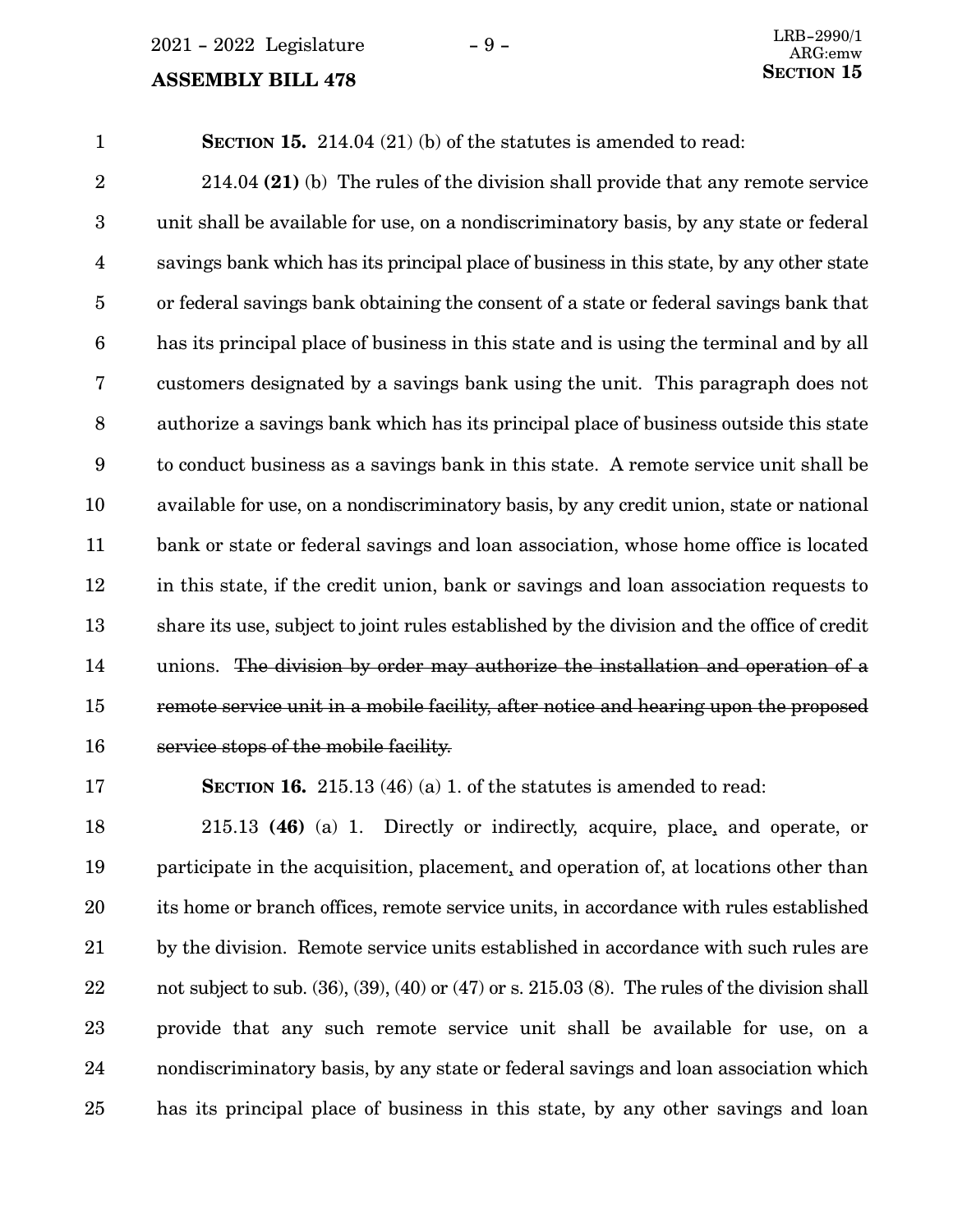**SECTION 15.** 214.04 (21) (b) of the statutes is amended to read:

214.04 **(21)** (b) The rules of the division shall provide that any remote service unit shall be available for use, on a nondiscriminatory basis, by any state or federal savings bank which has its principal place of business in this state, by any other state or federal savings bank obtaining the consent of a state or federal savings bank that has its principal place of business in this state and is using the terminal and by all customers designated by a savings bank using the unit. This paragraph does not authorize a savings bank which has its principal place of business outside this state to conduct business as a savings bank in this state. A remote service unit shall be available for use, on a nondiscriminatory basis, by any credit union, state or national bank or state or federal savings and loan association, whose home office is located in this state, if the credit union, bank or savings and loan association requests to share its use, subject to joint rules established by the division and the office of credit unions. ~~The division by order may authorize the installation and operation of a remote service unit in a mobile facility, after notice and hearing upon the proposed service stops of the mobile facility.~~

**SECTION 16.** 215.13 (46) (a) 1. of the statutes is amended to read:

215.13 **(46)** (a) 1. Directly or indirectly, acquire, place, and operate, or participate in the acquisition, placement, and operation of, at locations other than its home or branch offices, remote service units, in accordance with rules established by the division. Remote service units established in accordance with such rules are not subject to sub. (36), (39), (40) or (47) or s. 215.03 (8). The rules of the division shall provide that any such remote service unit shall be available for use, on a nondiscriminatory basis, by any state or federal savings and loan association which has its principal place of business in this state, by any other savings and loan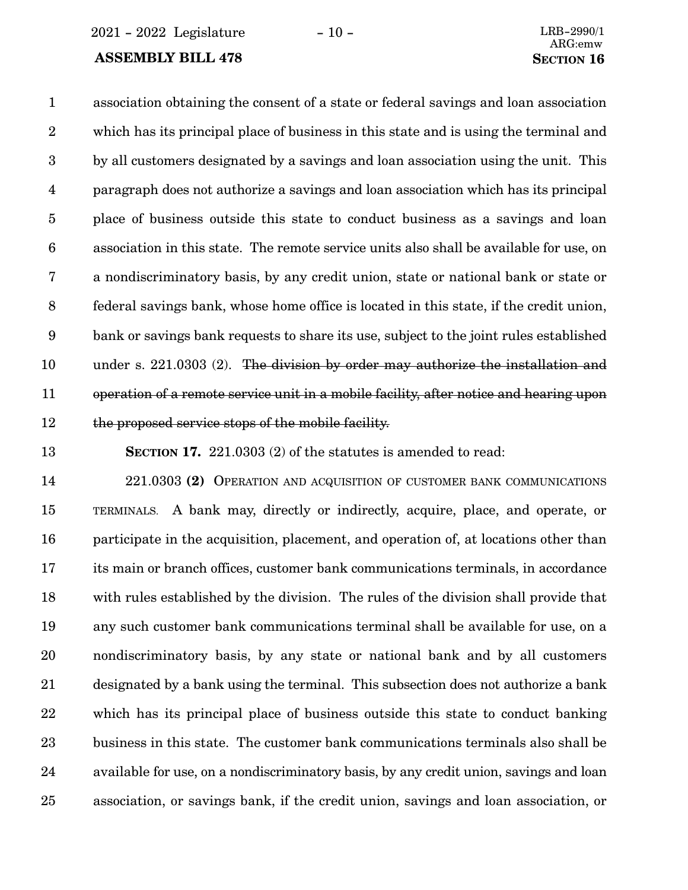association obtaining the consent of a state or federal savings and loan association which has its principal place of business in this state and is using the terminal and by all customers designated by a savings and loan association using the unit. This paragraph does not authorize a savings and loan association which has its principal place of business outside this state to conduct business as a savings and loan association in this state. The remote service units also shall be available for use, on a nondiscriminatory basis, by any credit union, state or national bank or state or federal savings bank, whose home office is located in this state, if the credit union, bank or savings bank requests to share its use, subject to the joint rules established under s. 221.0303 (2). ~~The division by order may authorize the installation and operation of a remote service unit in a mobile facility, after notice and hearing upon the proposed service stops of the mobile facility.~~

**SECTION 17.** 221.0303 (2) of the statutes is amended to read:

221.0303 **(2)** OPERATION AND ACQUISITION OF CUSTOMER BANK COMMUNICATIONS TERMINALS. A bank may, directly or indirectly, acquire, place, and operate, or participate in the acquisition, placement, and operation of, at locations other than its main or branch offices, customer bank communications terminals, in accordance with rules established by the division. The rules of the division shall provide that any such customer bank communications terminal shall be available for use, on a nondiscriminatory basis, by any state or national bank and by all customers designated by a bank using the terminal. This subsection does not authorize a bank which has its principal place of business outside this state to conduct banking business in this state. The customer bank communications terminals also shall be available for use, on a nondiscriminatory basis, by any credit union, savings and loan association, or savings bank, if the credit union, savings and loan association, or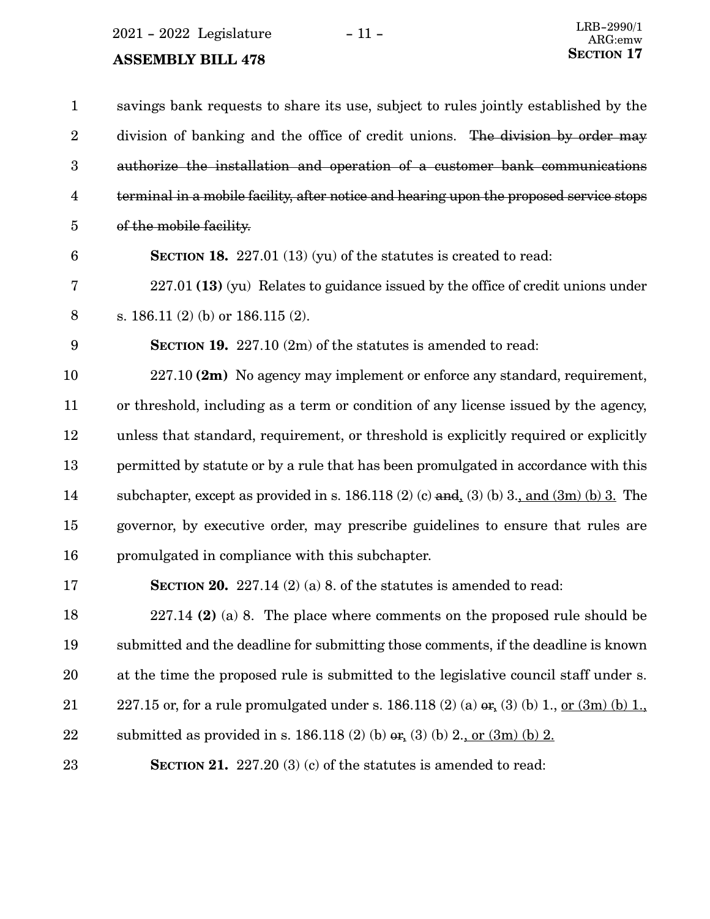savings bank requests to share its use, subject to rules jointly established by the division of banking and the office of credit unions. ~~The division by order may authorize the installation and operation of a customer bank communications terminal in a mobile facility, after notice and hearing upon the proposed service stops of the mobile facility.~~

**SECTION 18.** 227.01 (13) (yu) of the statutes is created to read:

227.01 **(13)** (yu) Relates to guidance issued by the office of credit unions under s. 186.11 (2) (b) or 186.115 (2).

**SECTION 19.** 227.10 (2m) of the statutes is amended to read:

227.10 **(2m)** No agency may implement or enforce any standard, requirement, or threshold, including as a term or condition of any license issued by the agency, unless that standard, requirement, or threshold is explicitly required or explicitly permitted by statute or by a rule that has been promulgated in accordance with this subchapter, except as provided in s. 186.118 (2) (c) ~~and~~, (3) (b) 3., and (3m) (b) 3. The governor, by executive order, may prescribe guidelines to ensure that rules are promulgated in compliance with this subchapter.

**SECTION 20.** 227.14 (2) (a) 8. of the statutes is amended to read:

227.14 **(2)** (a) 8. The place where comments on the proposed rule should be submitted and the deadline for submitting those comments, if the deadline is known at the time the proposed rule is submitted to the legislative council staff under s. 227.15 or, for a rule promulgated under s. 186.118 (2) (a) ~~or~~, (3) (b) 1., or (3m) (b) 1., submitted as provided in s. 186.118 (2) (b) ~~or~~, (3) (b) 2., or (3m) (b) 2.

**SECTION 21.** 227.20 (3) (c) of the statutes is amended to read: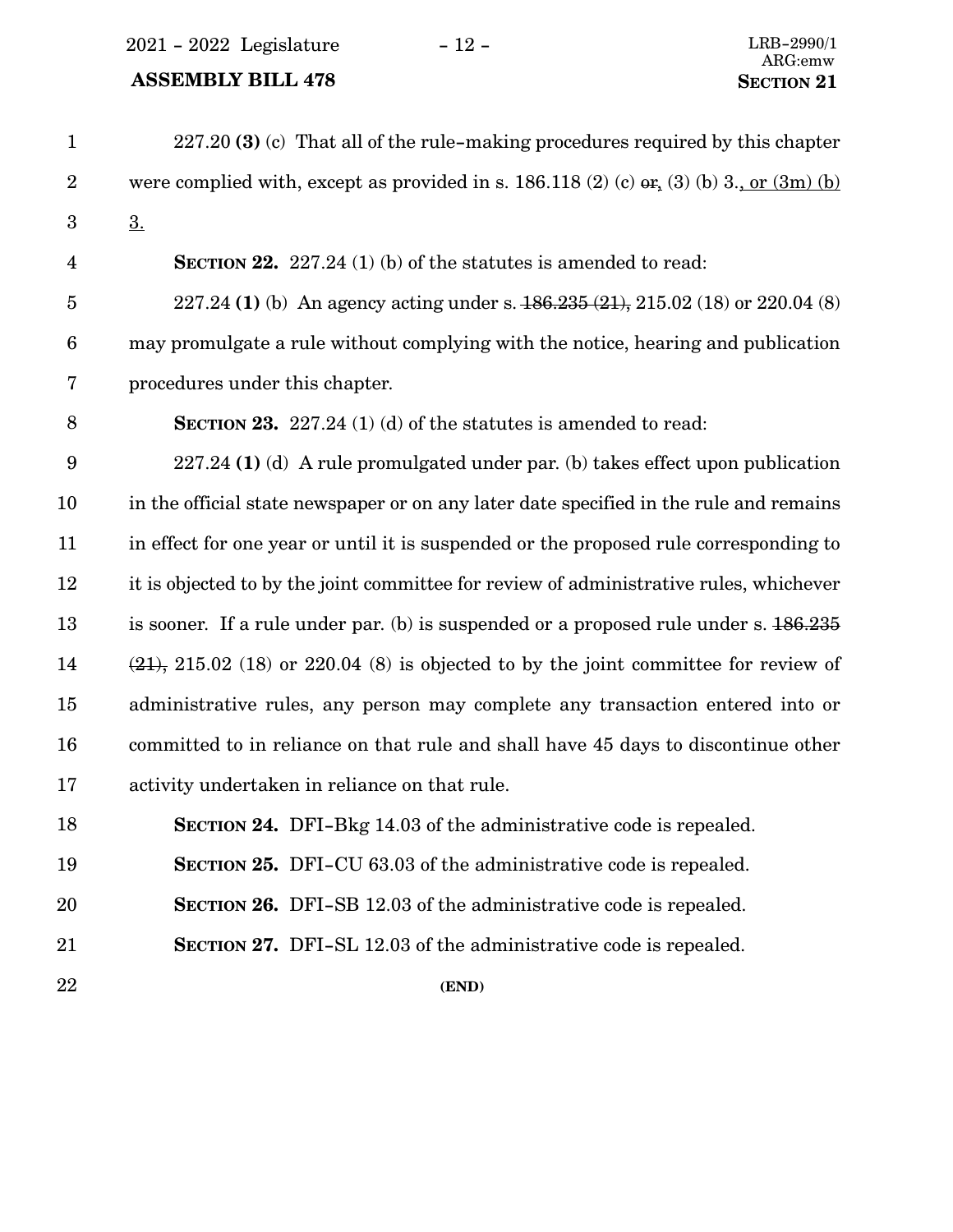227.20 **(3)** (c) That all of the rule-making procedures required by this chapter were complied with, except as provided in s. 186.118 (2) (c) ~~or~~, (3) (b) 3., or (3m) (b) 3.

**SECTION 22.** 227.24 (1) (b) of the statutes is amended to read:

227.24 **(1)** (b) An agency acting under s. ~~186.235 (21),~~ 215.02 (18) or 220.04 (8) may promulgate a rule without complying with the notice, hearing and publication procedures under this chapter.

**SECTION 23.** 227.24 (1) (d) of the statutes is amended to read:

227.24 **(1)** (d) A rule promulgated under par. (b) takes effect upon publication in the official state newspaper or on any later date specified in the rule and remains in effect for one year or until it is suspended or the proposed rule corresponding to it is objected to by the joint committee for review of administrative rules, whichever is sooner. If a rule under par. (b) is suspended or a proposed rule under s. ~~186.235 (21),~~ 215.02 (18) or 220.04 (8) is objected to by the joint committee for review of administrative rules, any person may complete any transaction entered into or committed to in reliance on that rule and shall have 45 days to discontinue other activity undertaken in reliance on that rule.

**SECTION 24.** DFI-Bkg 14.03 of the administrative code is repealed.

**SECTION 25.** DFI-CU 63.03 of the administrative code is repealed.

**SECTION 26.** DFI-SB 12.03 of the administrative code is repealed.

**SECTION 27.** DFI-SL 12.03 of the administrative code is repealed.

**(END)**